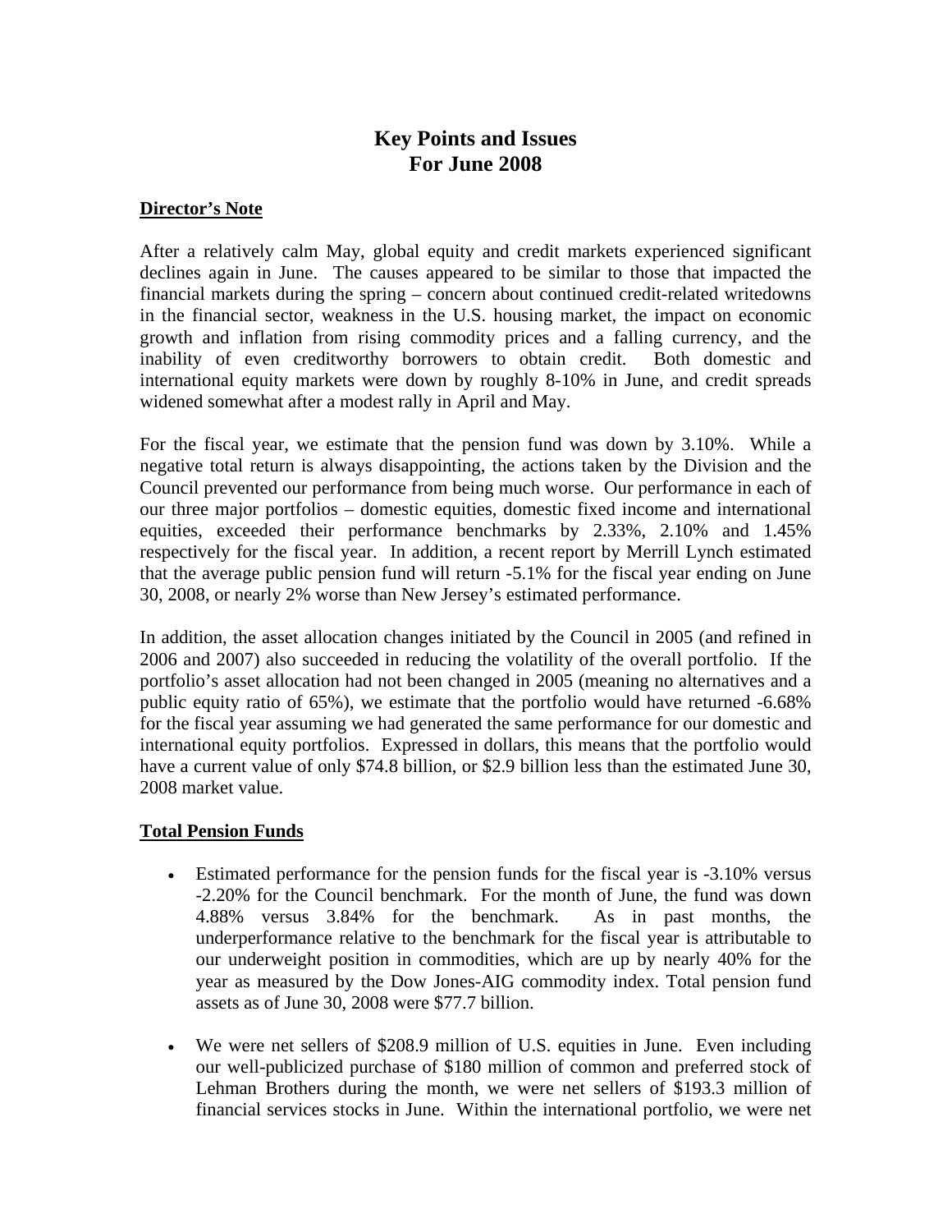# Key Points and Issues
# For June 2008

## Director's Note

After a relatively calm May, global equity and credit markets experienced significant declines again in June. The causes appeared to be similar to those that impacted the financial markets during the spring – concern about continued credit-related writedowns in the financial sector, weakness in the U.S. housing market, the impact on economic growth and inflation from rising commodity prices and a falling currency, and the inability of even creditworthy borrowers to obtain credit. Both domestic and international equity markets were down by roughly 8-10% in June, and credit spreads widened somewhat after a modest rally in April and May.

For the fiscal year, we estimate that the pension fund was down by 3.10%. While a negative total return is always disappointing, the actions taken by the Division and the Council prevented our performance from being much worse. Our performance in each of our three major portfolios – domestic equities, domestic fixed income and international equities, exceeded their performance benchmarks by 2.33%, 2.10% and 1.45% respectively for the fiscal year. In addition, a recent report by Merrill Lynch estimated that the average public pension fund will return -5.1% for the fiscal year ending on June 30, 2008, or nearly 2% worse than New Jersey's estimated performance.

In addition, the asset allocation changes initiated by the Council in 2005 (and refined in 2006 and 2007) also succeeded in reducing the volatility of the overall portfolio. If the portfolio's asset allocation had not been changed in 2005 (meaning no alternatives and a public equity ratio of 65%), we estimate that the portfolio would have returned -6.68% for the fiscal year assuming we had generated the same performance for our domestic and international equity portfolios. Expressed in dollars, this means that the portfolio would have a current value of only $74.8 billion, or $2.9 billion less than the estimated June 30, 2008 market value.

## Total Pension Funds

- Estimated performance for the pension funds for the fiscal year is -3.10% versus -2.20% for the Council benchmark. For the month of June, the fund was down 4.88% versus 3.84% for the benchmark. As in past months, the underperformance relative to the benchmark for the fiscal year is attributable to our underweight position in commodities, which are up by nearly 40% for the year as measured by the Dow Jones-AIG commodity index. Total pension fund assets as of June 30, 2008 were $77.7 billion.

- We were net sellers of $208.9 million of U.S. equities in June. Even including our well-publicized purchase of $180 million of common and preferred stock of Lehman Brothers during the month, we were net sellers of $193.3 million of financial services stocks in June. Within the international portfolio, we were net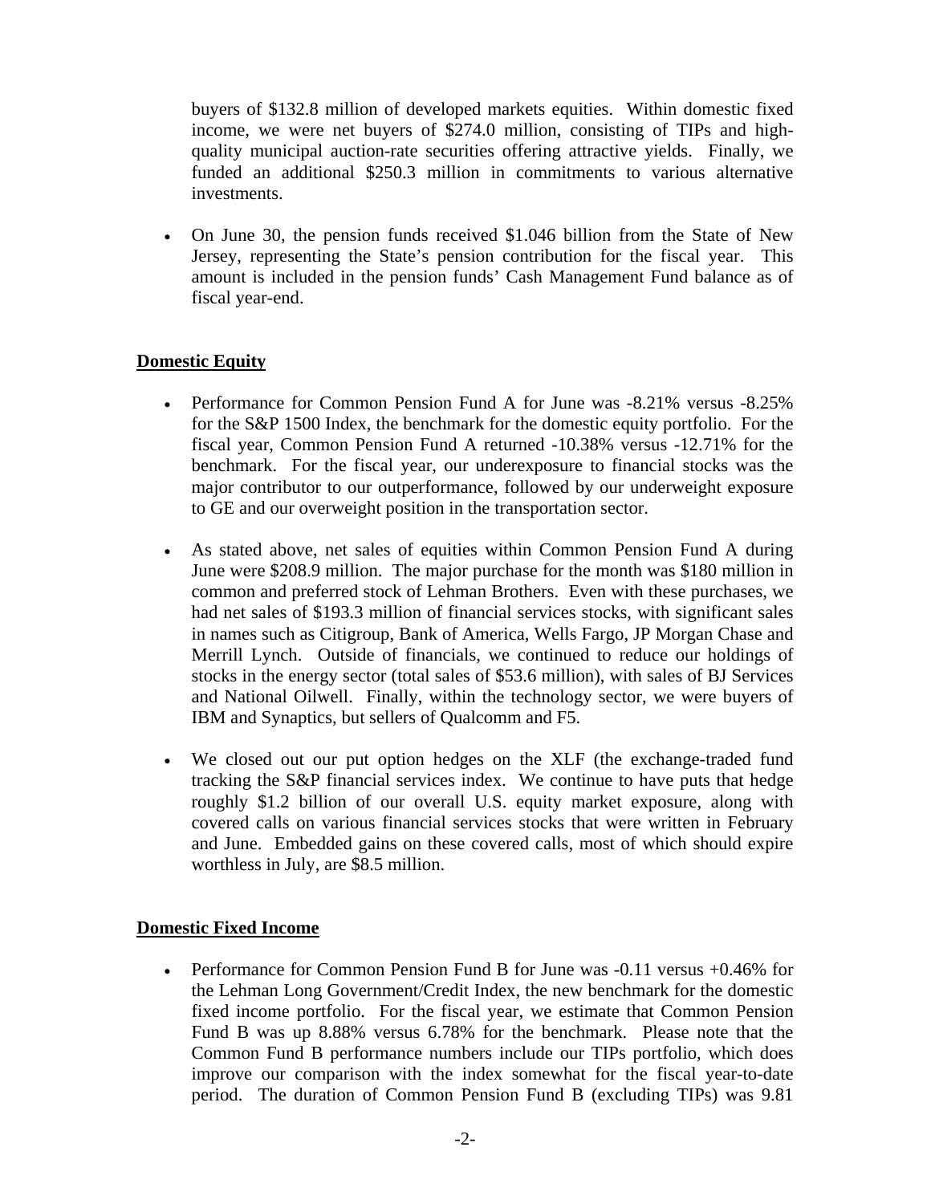buyers of $132.8 million of developed markets equities. Within domestic fixed income, we were net buyers of $274.0 million, consisting of TIPs and high-quality municipal auction-rate securities offering attractive yields. Finally, we funded an additional $250.3 million in commitments to various alternative investments.

- On June 30, the pension funds received $1.046 billion from the State of New Jersey, representing the State's pension contribution for the fiscal year. This amount is included in the pension funds' Cash Management Fund balance as of fiscal year-end.

## Domestic Equity

- Performance for Common Pension Fund A for June was -8.21% versus -8.25% for the S&P 1500 Index, the benchmark for the domestic equity portfolio. For the fiscal year, Common Pension Fund A returned -10.38% versus -12.71% for the benchmark. For the fiscal year, our underexposure to financial stocks was the major contributor to our outperformance, followed by our underweight exposure to GE and our overweight position in the transportation sector.

- As stated above, net sales of equities within Common Pension Fund A during June were $208.9 million. The major purchase for the month was $180 million in common and preferred stock of Lehman Brothers. Even with these purchases, we had net sales of $193.3 million of financial services stocks, with significant sales in names such as Citigroup, Bank of America, Wells Fargo, JP Morgan Chase and Merrill Lynch. Outside of financials, we continued to reduce our holdings of stocks in the energy sector (total sales of $53.6 million), with sales of BJ Services and National Oilwell. Finally, within the technology sector, we were buyers of IBM and Synaptics, but sellers of Qualcomm and F5.

- We closed out our put option hedges on the XLF (the exchange-traded fund tracking the S&P financial services index. We continue to have puts that hedge roughly $1.2 billion of our overall U.S. equity market exposure, along with covered calls on various financial services stocks that were written in February and June. Embedded gains on these covered calls, most of which should expire worthless in July, are $8.5 million.

## Domestic Fixed Income

- Performance for Common Pension Fund B for June was -0.11 versus +0.46% for the Lehman Long Government/Credit Index, the new benchmark for the domestic fixed income portfolio. For the fiscal year, we estimate that Common Pension Fund B was up 8.88% versus 6.78% for the benchmark. Please note that the Common Fund B performance numbers include our TIPs portfolio, which does improve our comparison with the index somewhat for the fiscal year-to-date period. The duration of Common Pension Fund B (excluding TIPs) was 9.81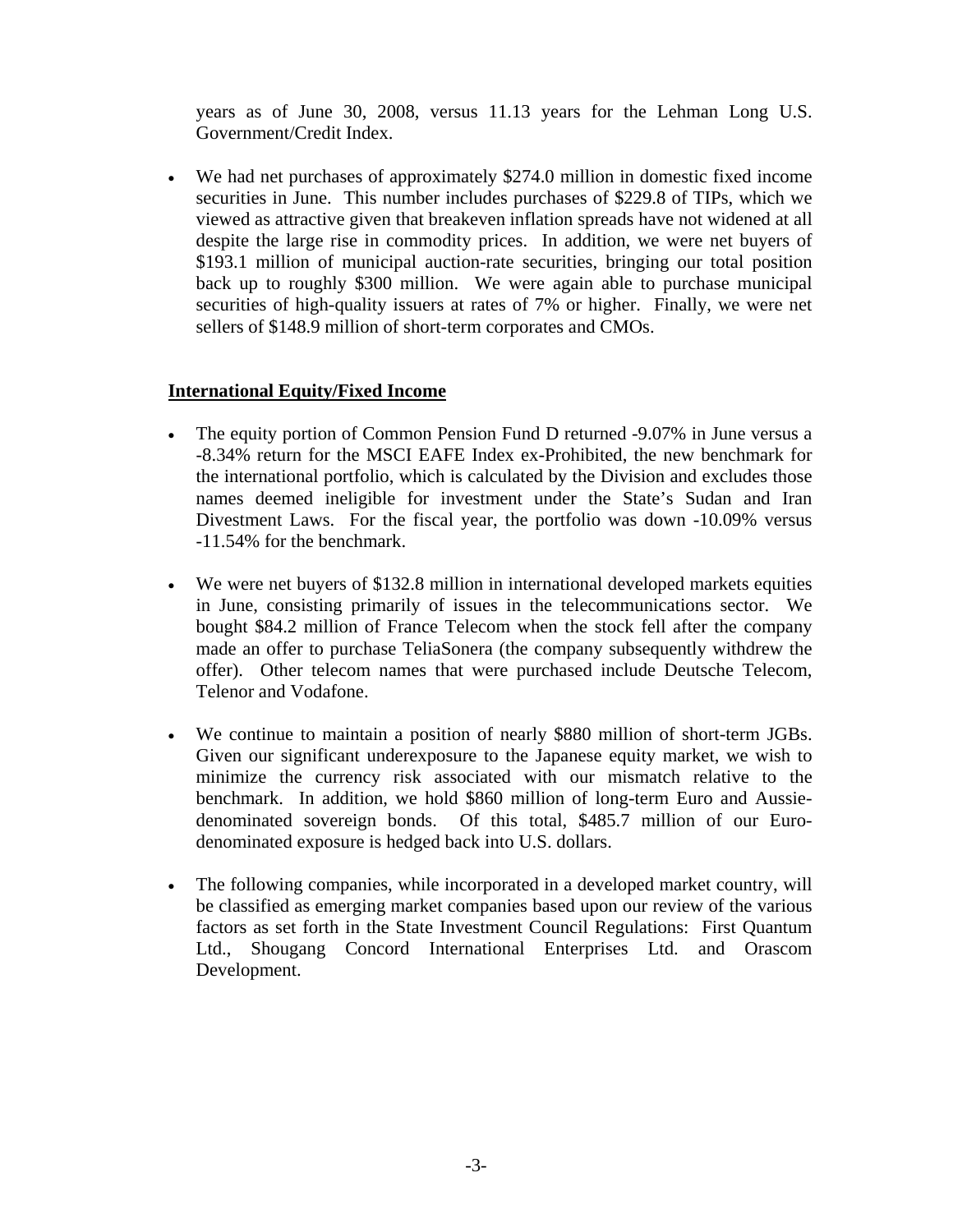years as of June 30, 2008, versus 11.13 years for the Lehman Long U.S. Government/Credit Index.

- We had net purchases of approximately $274.0 million in domestic fixed income securities in June. This number includes purchases of $229.8 of TIPs, which we viewed as attractive given that breakeven inflation spreads have not widened at all despite the large rise in commodity prices. In addition, we were net buyers of $193.1 million of municipal auction-rate securities, bringing our total position back up to roughly $300 million. We were again able to purchase municipal securities of high-quality issuers at rates of 7% or higher. Finally, we were net sellers of $148.9 million of short-term corporates and CMOs.

**International Equity/Fixed Income**

- The equity portion of Common Pension Fund D returned -9.07% in June versus a -8.34% return for the MSCI EAFE Index ex-Prohibited, the new benchmark for the international portfolio, which is calculated by the Division and excludes those names deemed ineligible for investment under the State's Sudan and Iran Divestment Laws. For the fiscal year, the portfolio was down -10.09% versus -11.54% for the benchmark.

- We were net buyers of $132.8 million in international developed markets equities in June, consisting primarily of issues in the telecommunications sector. We bought $84.2 million of France Telecom when the stock fell after the company made an offer to purchase TeliaSonera (the company subsequently withdrew the offer). Other telecom names that were purchased include Deutsche Telecom, Telenor and Vodafone.

- We continue to maintain a position of nearly $880 million of short-term JGBs. Given our significant underexposure to the Japanese equity market, we wish to minimize the currency risk associated with our mismatch relative to the benchmark. In addition, we hold $860 million of long-term Euro and Aussie-denominated sovereign bonds. Of this total, $485.7 million of our Euro-denominated exposure is hedged back into U.S. dollars.

- The following companies, while incorporated in a developed market country, will be classified as emerging market companies based upon our review of the various factors as set forth in the State Investment Council Regulations: First Quantum Ltd., Shougang Concord International Enterprises Ltd. and Orascom Development.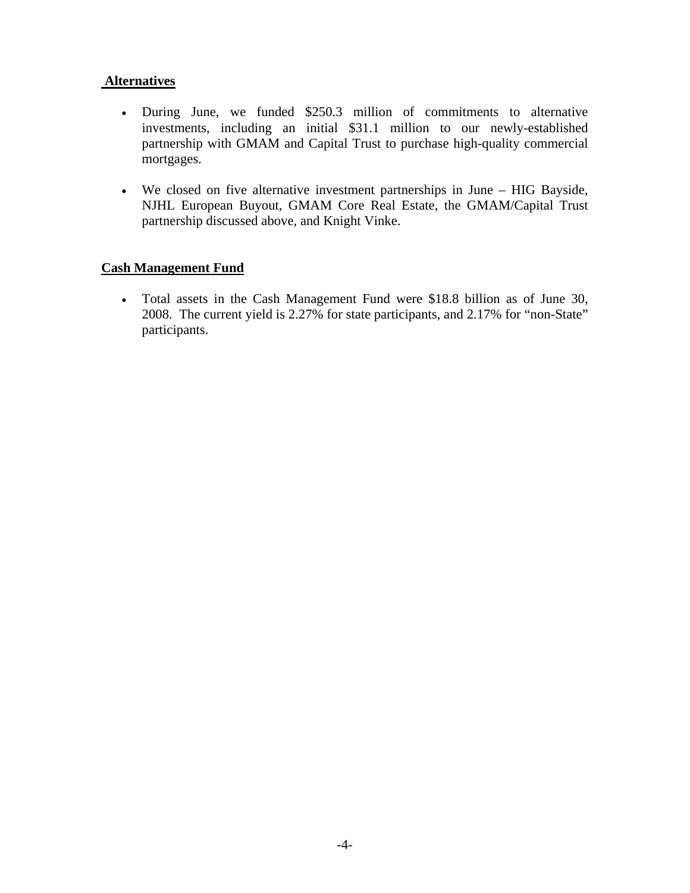**Alternatives**

- During June, we funded $250.3 million of commitments to alternative investments, including an initial $31.1 million to our newly-established partnership with GMAM and Capital Trust to purchase high-quality commercial mortgages.
- We closed on five alternative investment partnerships in June – HIG Bayside, NJHL European Buyout, GMAM Core Real Estate, the GMAM/Capital Trust partnership discussed above, and Knight Vinke.

**Cash Management Fund**

- Total assets in the Cash Management Fund were $18.8 billion as of June 30, 2008. The current yield is 2.27% for state participants, and 2.17% for "non-State" participants.